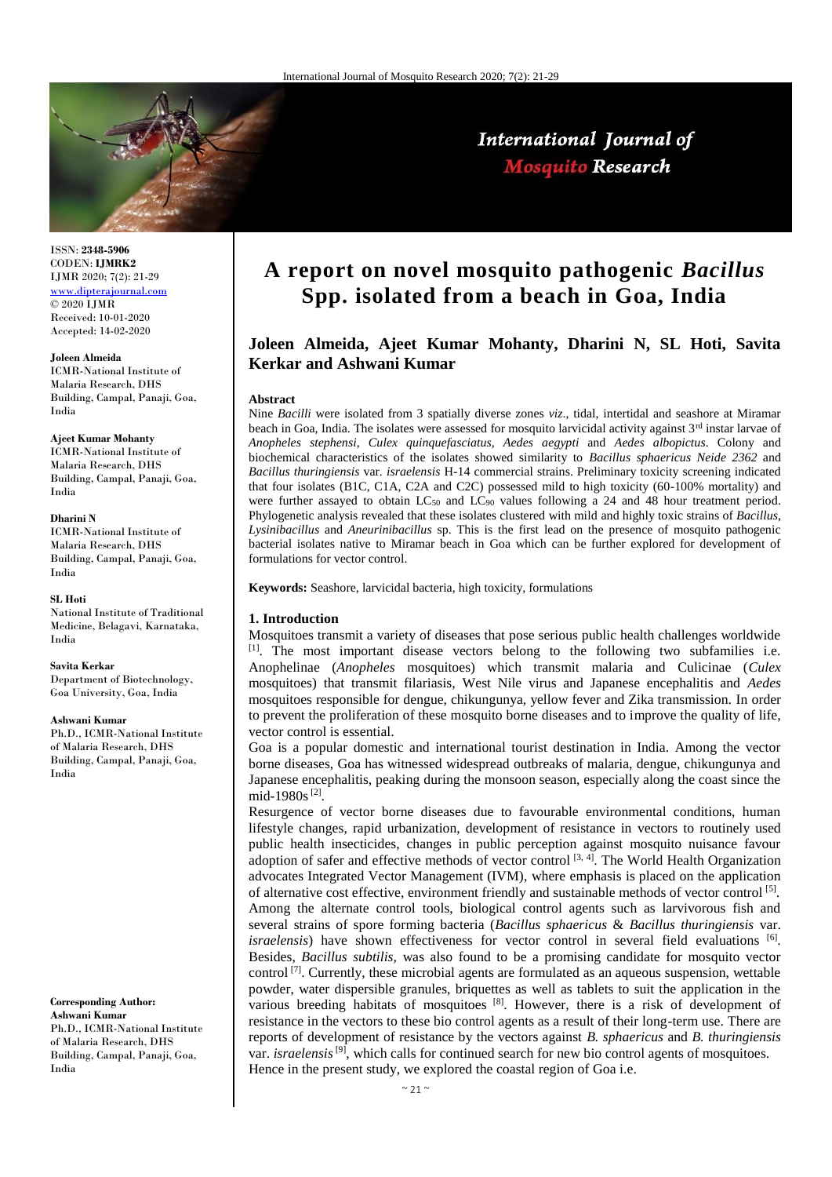ISSN: **2348-5906**
CODEN: **IJMRK2**
IJMR 2020; 7(2): 21-29
www.dipterajournal.com
© 2020 IJMR
Received: 10-01-2020
Accepted: 14-02-2020

**Joleen Almeida**
ICMR-National Institute of Malaria Research, DHS Building, Campal, Panaji, Goa, India

**Ajeet Kumar Mohanty**
ICMR-National Institute of Malaria Research, DHS Building, Campal, Panaji, Goa, India

**Dharini N**
ICMR-National Institute of Malaria Research, DHS Building, Campal, Panaji, Goa, India

**SL Hoti**
National Institute of Traditional Medicine, Belagavi, Karnataka, India

**Savita Kerkar**
Department of Biotechnology, Goa University, Goa, India

**Ashwani Kumar**
Ph.D., ICMR-National Institute of Malaria Research, DHS Building, Campal, Panaji, Goa, India

**Corresponding Author:**
**Ashwani Kumar**
Ph.D., ICMR-National Institute of Malaria Research, DHS Building, Campal, Panaji, Goa, India

# A report on novel mosquito pathogenic *Bacillus* Spp. isolated from a beach in Goa, India

**Joleen Almeida, Ajeet Kumar Mohanty, Dharini N, SL Hoti, Savita Kerkar and Ashwani Kumar**

**Abstract**

Nine *Bacilli* were isolated from 3 spatially diverse zones *viz*., tidal, intertidal and seashore at Miramar beach in Goa, India. The isolates were assessed for mosquito larvicidal activity against 3rd instar larvae of *Anopheles stephensi*, *Culex quinquefasciatus, Aedes aegypti* and *Aedes albopictus*. Colony and biochemical characteristics of the isolates showed similarity to *Bacillus sphaericus Neide 2362* and *Bacillus thuringiensis* var. *israelensis* H-14 commercial strains. Preliminary toxicity screening indicated that four isolates (B1C, C1A, C2A and C2C) possessed mild to high toxicity (60-100% mortality) and were further assayed to obtain $LC_{50}$ and $LC_{90}$ values following a 24 and 48 hour treatment period. Phylogenetic analysis revealed that these isolates clustered with mild and highly toxic strains of *Bacillus*, *Lysinibacillus* and *Aneurinibacillus* sp. This is the first lead on the presence of mosquito pathogenic bacterial isolates native to Miramar beach in Goa which can be further explored for development of formulations for vector control.

**Keywords:** Seashore, larvicidal bacteria, high toxicity, formulations

## 1. Introduction

Mosquitoes transmit a variety of diseases that pose serious public health challenges worldwide [1]. The most important disease vectors belong to the following two subfamilies i.e. Anophelinae (*Anopheles* mosquitoes) which transmit malaria and Culicinae (*Culex* mosquitoes) that transmit filariasis, West Nile virus and Japanese encephalitis and *Aedes* mosquitoes responsible for dengue, chikungunya, yellow fever and Zika transmission. In order to prevent the proliferation of these mosquito borne diseases and to improve the quality of life, vector control is essential.

Goa is a popular domestic and international tourist destination in India. Among the vector borne diseases, Goa has witnessed widespread outbreaks of malaria, dengue, chikungunya and Japanese encephalitis, peaking during the monsoon season, especially along the coast since the mid-1980s [2].

Resurgence of vector borne diseases due to favourable environmental conditions, human lifestyle changes, rapid urbanization, development of resistance in vectors to routinely used public health insecticides, changes in public perception against mosquito nuisance favour adoption of safer and effective methods of vector control [3, 4]. The World Health Organization advocates Integrated Vector Management (IVM), where emphasis is placed on the application of alternative cost effective, environment friendly and sustainable methods of vector control [5]. Among the alternate control tools, biological control agents such as larvivorous fish and several strains of spore forming bacteria (*Bacillus sphaericus* & *Bacillus thuringiensis* var. *israelensis*) have shown effectiveness for vector control in several field evaluations [6]. Besides, *Bacillus subtilis,* was also found to be a promising candidate for mosquito vector control [7]. Currently, these microbial agents are formulated as an aqueous suspension, wettable powder, water dispersible granules, briquettes as well as tablets to suit the application in the various breeding habitats of mosquitoes [8]. However, there is a risk of development of resistance in the vectors to these bio control agents as a result of their long-term use. There are reports of development of resistance by the vectors against *B. sphaericus* and *B. thuringiensis* var. *israelensis* [9], which calls for continued search for new bio control agents of mosquitoes. Hence in the present study, we explored the coastal region of Goa i.e.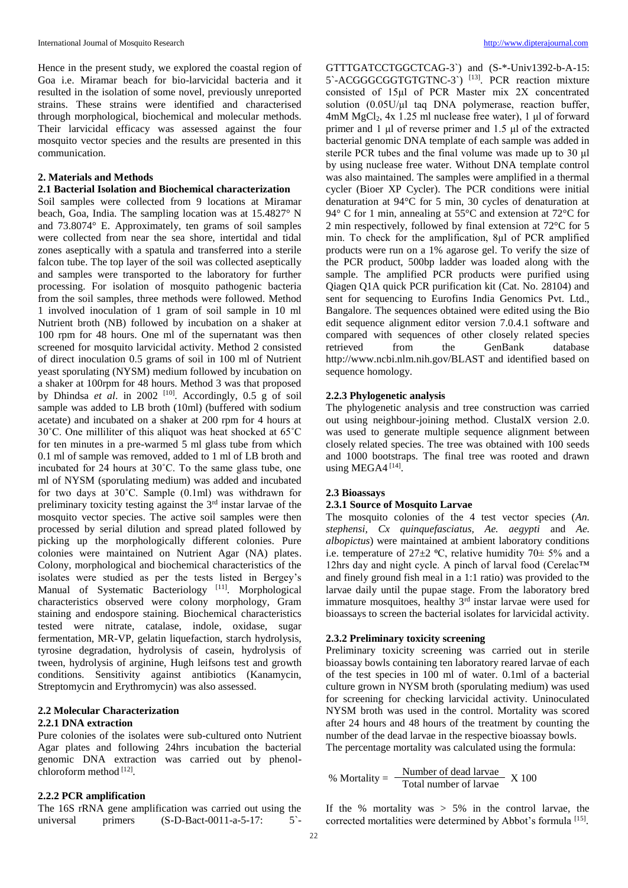Hence in the present study, we explored the coastal region of Goa i.e. Miramar beach for bio-larvicidal bacteria and it resulted in the isolation of some novel, previously unreported strains. These strains were identified and characterised through morphological, biochemical and molecular methods. Their larvicidal efficacy was assessed against the four mosquito vector species and the results are presented in this communication.

## 2. Materials and Methods

### 2.1 Bacterial Isolation and Biochemical characterization

Soil samples were collected from 9 locations at Miramar beach, Goa, India. The sampling location was at 15.4827° N and 73.8074° E. Approximately, ten grams of soil samples were collected from near the sea shore, intertidal and tidal zones aseptically with a spatula and transferred into a sterile falcon tube. The top layer of the soil was collected aseptically and samples were transported to the laboratory for further processing. For isolation of mosquito pathogenic bacteria from the soil samples, three methods were followed. Method 1 involved inoculation of 1 gram of soil sample in 10 ml Nutrient broth (NB) followed by incubation on a shaker at 100 rpm for 48 hours. One ml of the supernatant was then screened for mosquito larvicidal activity. Method 2 consisted of direct inoculation 0.5 grams of soil in 100 ml of Nutrient yeast sporulating (NYSM) medium followed by incubation on a shaker at 100rpm for 48 hours. Method 3 was that proposed by Dhindsa *et al*. in 2002 [10]. Accordingly, 0.5 g of soil sample was added to LB broth (10ml) (buffered with sodium acetate) and incubated on a shaker at 200 rpm for 4 hours at 30˚C. One milliliter of this aliquot was heat shocked at 65˚C for ten minutes in a pre-warmed 5 ml glass tube from which 0.1 ml of sample was removed, added to 1 ml of LB broth and incubated for 24 hours at 30˚C. To the same glass tube, one ml of NYSM (sporulating medium) was added and incubated for two days at 30˚C. Sample (0.1ml) was withdrawn for preliminary toxicity testing against the 3rd instar larvae of the mosquito vector species. The active soil samples were then processed by serial dilution and spread plated followed by picking up the morphologically different colonies. Pure colonies were maintained on Nutrient Agar (NA) plates. Colony, morphological and biochemical characteristics of the isolates were studied as per the tests listed in Bergey's Manual of Systematic Bacteriology [11]. Morphological characteristics observed were colony morphology, Gram staining and endospore staining. Biochemical characteristics tested were nitrate, catalase, indole, oxidase, sugar fermentation, MR-VP, gelatin liquefaction, starch hydrolysis, tyrosine degradation, hydrolysis of casein, hydrolysis of tween, hydrolysis of arginine, Hugh leifsons test and growth conditions. Sensitivity against antibiotics (Kanamycin, Streptomycin and Erythromycin) was also assessed.

### 2.2 Molecular Characterization

#### 2.2.1 DNA extraction

Pure colonies of the isolates were sub-cultured onto Nutrient Agar plates and following 24hrs incubation the bacterial genomic DNA extraction was carried out by phenol-chloroform method [12].

#### 2.2.2 PCR amplification

The 16S rRNA gene amplification was carried out using the universal primers (S-D-Bact-0011-a-5-17: 5`-GTTTGATCCTGGCTCAG-3`) and (S-*-Univ1392-b-A-15: 5`-ACGGGCGGTGTGTNC-3`) [13]. PCR reaction mixture consisted of 15µl of PCR Master mix 2X concentrated solution (0.05U/µl taq DNA polymerase, reaction buffer, 4mM $MgCl_2$, 4x 1.25 ml nuclease free water), 1 µl of forward primer and 1 µl of reverse primer and 1.5 µl of the extracted bacterial genomic DNA template of each sample was added in sterile PCR tubes and the final volume was made up to 30 µl by using nuclease free water. Without DNA template control was also maintained. The samples were amplified in a thermal cycler (Bioer XP Cycler). The PCR conditions were initial denaturation at 94°C for 5 min, 30 cycles of denaturation at 94° C for 1 min, annealing at 55°C and extension at 72°C for 2 min respectively, followed by final extension at 72°C for 5 min. To check for the amplification, 8µl of PCR amplified products were run on a 1% agarose gel. To verify the size of the PCR product, 500bp ladder was loaded along with the sample. The amplified PCR products were purified using Qiagen Q1A quick PCR purification kit (Cat. No. 28104) and sent for sequencing to Eurofins India Genomics Pvt. Ltd., Bangalore. The sequences obtained were edited using the Bio edit sequence alignment editor version 7.0.4.1 software and compared with sequences of other closely related species retrieved from the GenBank database http://www.ncbi.nlm.nih.gov/BLAST and identified based on sequence homology.

#### 2.2.3 Phylogenetic analysis

The phylogenetic analysis and tree construction was carried out using neighbour-joining method. ClustalX version 2.0. was used to generate multiple sequence alignment between closely related species. The tree was obtained with 100 seeds and 1000 bootstraps. The final tree was rooted and drawn using MEGA4 [14].

### 2.3 Bioassays

#### 2.3.1 Source of Mosquito Larvae

The mosquito colonies of the 4 test vector species (*An. stephensi, Cx quinquefasciatus, Ae. aegypti* and *Ae. albopictus*) were maintained at ambient laboratory conditions i.e. temperature of 27±2 ºC, relative humidity 70± 5% and a 12hrs day and night cycle. A pinch of larval food (Cerelac™ and finely ground fish meal in a 1:1 ratio) was provided to the larvae daily until the pupae stage. From the laboratory bred immature mosquitoes, healthy 3rd instar larvae were used for bioassays to screen the bacterial isolates for larvicidal activity.

#### 2.3.2 Preliminary toxicity screening

Preliminary toxicity screening was carried out in sterile bioassay bowls containing ten laboratory reared larvae of each of the test species in 100 ml of water. 0.1ml of a bacterial culture grown in NYSM broth (sporulating medium) was used for screening for checking larvicidal activity. Uninoculated NYSM broth was used in the control. Mortality was scored after 24 hours and 48 hours of the treatment by counting the number of the dead larvae in the respective bioassay bowls. The percentage mortality was calculated using the formula:

$$\% \text{ Mortality} = \frac{\text{Number of dead larvae}}{\text{Total number of larvae}} \text{ X } 100$$

If the % mortality was > 5% in the control larvae, the corrected mortalities were determined by Abbot's formula [15].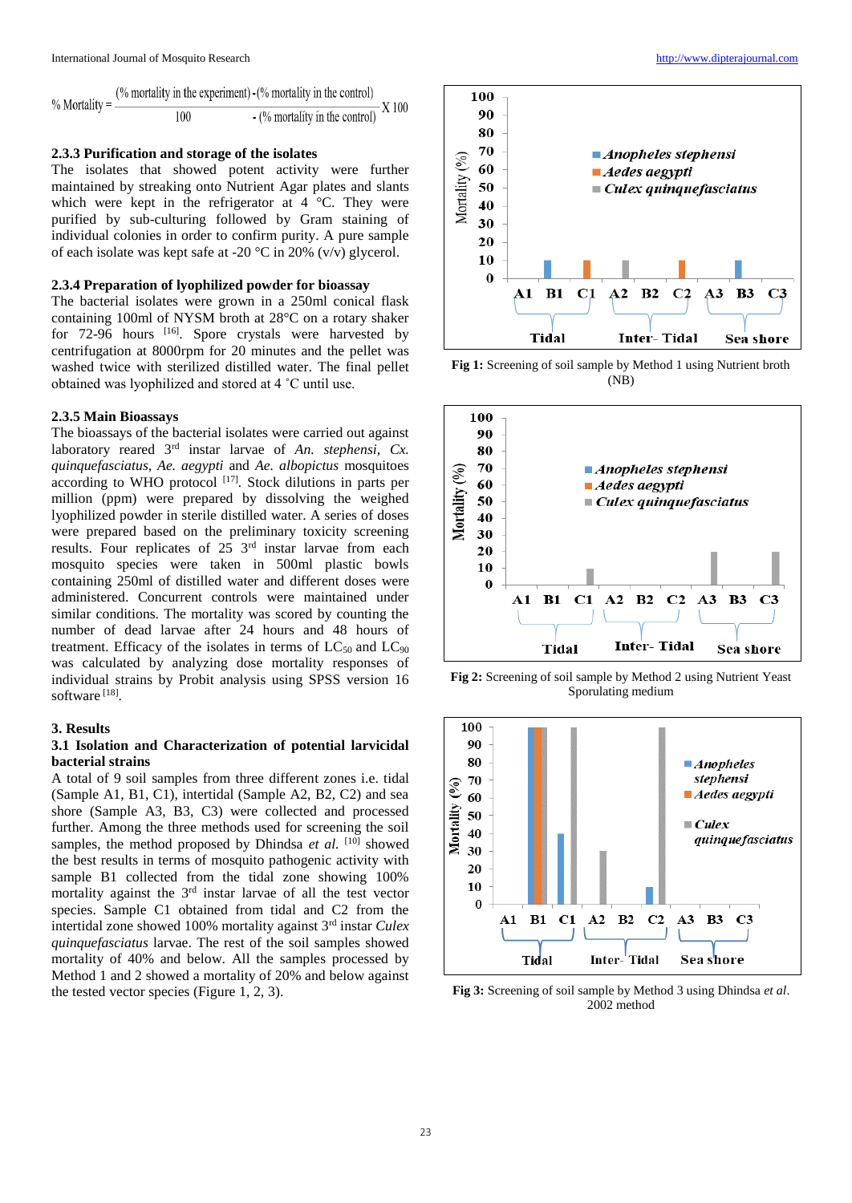$$\% \text{ Mortality} = \frac{(\% \text{ mortality in the experiment}) - (\% \text{ mortality in the control})}{100 - (\% \text{ mortality in the control})} \times 100$$

### 2.3.3 Purification and storage of the isolates

The isolates that showed potent activity were further maintained by streaking onto Nutrient Agar plates and slants which were kept in the refrigerator at 4 °C. They were purified by sub-culturing followed by Gram staining of individual colonies in order to confirm purity. A pure sample of each isolate was kept safe at -20 °C in 20% (v/v) glycerol.

### 2.3.4 Preparation of lyophilized powder for bioassay

The bacterial isolates were grown in a 250ml conical flask containing 100ml of NYSM broth at 28°C on a rotary shaker for 72-96 hours [16]. Spore crystals were harvested by centrifugation at 8000rpm for 20 minutes and the pellet was washed twice with sterilized distilled water. The final pellet obtained was lyophilized and stored at 4 ˚C until use.

### 2.3.5 Main Bioassays

The bioassays of the bacterial isolates were carried out against laboratory reared 3rd instar larvae of *An. stephensi*, *Cx. quinquefasciatus*, *Ae. aegypti* and *Ae. albopictus* mosquitoes according to WHO protocol [17]. Stock dilutions in parts per million (ppm) were prepared by dissolving the weighed lyophilized powder in sterile distilled water. A series of doses were prepared based on the preliminary toxicity screening results. Four replicates of 25 3rd instar larvae from each mosquito species were taken in 500ml plastic bowls containing 250ml of distilled water and different doses were administered. Concurrent controls were maintained under similar conditions. The mortality was scored by counting the number of dead larvae after 24 hours and 48 hours of treatment. Efficacy of the isolates in terms of $LC_{50}$ and $LC_{90}$ was calculated by analyzing dose mortality responses of individual strains by Probit analysis using SPSS version 16 software [18].

## 3. Results

### 3.1 Isolation and Characterization of potential larvicidal bacterial strains

A total of 9 soil samples from three different zones i.e. tidal (Sample A1, B1, C1), intertidal (Sample A2, B2, C2) and sea shore (Sample A3, B3, C3) were collected and processed further. Among the three methods used for screening the soil samples, the method proposed by Dhindsa *et al.* [10] showed the best results in terms of mosquito pathogenic activity with sample B1 collected from the tidal zone showing 100% mortality against the 3rd instar larvae of all the test vector species. Sample C1 obtained from tidal and C2 from the intertidal zone showed 100% mortality against 3rd instar *Culex quinquefasciatus* larvae. The rest of the soil samples showed mortality of 40% and below. All the samples processed by Method 1 and 2 showed a mortality of 20% and below against the tested vector species (Figure 1, 2, 3).

**Fig 1:** Screening of soil sample by Method 1 using Nutrient broth (NB)

**Fig 2:** Screening of soil sample by Method 2 using Nutrient Yeast Sporulating medium

**Fig 3:** Screening of soil sample by Method 3 using Dhindsa *et al*. 2002 method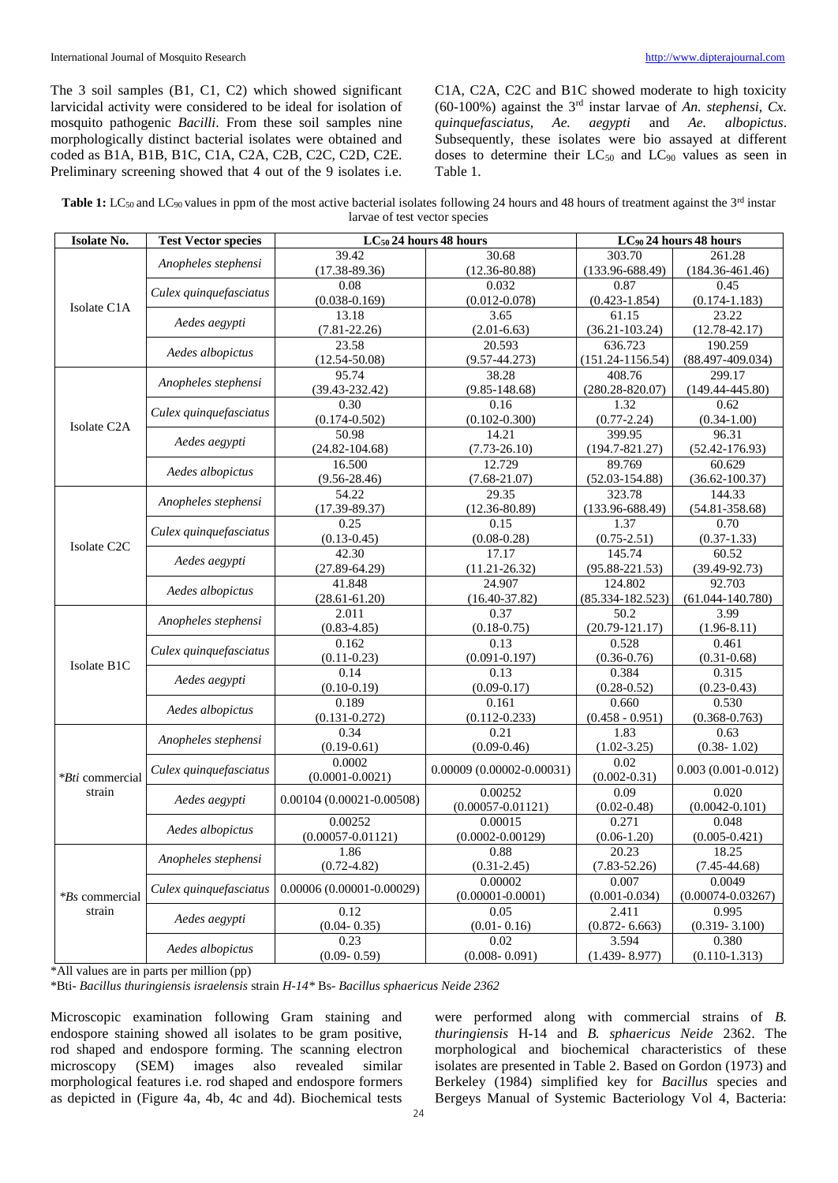The 3 soil samples (B1, C1, C2) which showed significant larvicidal activity were considered to be ideal for isolation of mosquito pathogenic *Bacilli*. From these soil samples nine morphologically distinct bacterial isolates were obtained and coded as B1A, B1B, B1C, C1A, C2A, C2B, C2C, C2D, C2E. Preliminary screening showed that 4 out of the 9 isolates i.e. C1A, C2A, C2C and B1C showed moderate to high toxicity (60-100%) against the 3rd instar larvae of *An. stephensi*, *Cx. quinquefasciatus*, *Ae. aegypti* and *Ae. albopictus*. Subsequently, these isolates were bio assayed at different doses to determine their $LC_{50}$ and $LC_{90}$ values as seen in Table 1.

**Table 1:** $LC_{50}$ and $LC_{90}$ values in ppm of the most active bacterial isolates following 24 hours and 48 hours of treatment against the 3rd instar larvae of test vector species

| Isolate No. | Test Vector species | $LC_{50}$ 24 hours | $LC_{50}$ 48 hours | $LC_{90}$ 24 hours | $LC_{90}$ 48 hours |
|---|---|---|---|---|---|
| Isolate C1A | *Anopheles stephensi* | 39.42 (17.38-89.36) | 30.68 (12.36-80.88) | 303.70 (133.96-688.49) | 261.28 (184.36-461.46) |
| | *Culex quinquefasciatus* | 0.08 (0.038-0.169) | 0.032 (0.012-0.078) | 0.87 (0.423-1.854) | 0.45 (0.174-1.183) |
| | *Aedes aegypti* | 13.18 (7.81-22.26) | 3.65 (2.01-6.63) | 61.15 (36.21-103.24) | 23.22 (12.78-42.17) |
| | *Aedes albopictus* | 23.58 (12.54-50.08) | 20.593 (9.57-44.273) | 636.723 (151.24-1156.54) | 190.259 (88.497-409.034) |
| Isolate C2A | *Anopheles stephensi* | 95.74 (39.43-232.42) | 38.28 (9.85-148.68) | 408.76 (280.28-820.07) | 299.17 (149.44-445.80) |
| | *Culex quinquefasciatus* | 0.30 (0.174-0.502) | 0.16 (0.102-0.300) | 1.32 (0.77-2.24) | 0.62 (0.34-1.00) |
| | *Aedes aegypti* | 50.98 (24.82-104.68) | 14.21 (7.73-26.10) | 399.95 (194.7-821.27) | 96.31 (52.42-176.93) |
| | *Aedes albopictus* | 16.500 (9.56-28.46) | 12.729 (7.68-21.07) | 89.769 (52.03-154.88) | 60.629 (36.62-100.37) |
| Isolate C2C | *Anopheles stephensi* | 54.22 (17.39-89.37) | 29.35 (12.36-80.89) | 323.78 (133.96-688.49) | 144.33 (54.81-358.68) |
| | *Culex quinquefasciatus* | 0.25 (0.13-0.45) | 0.15 (0.08-0.28) | 1.37 (0.75-2.51) | 0.70 (0.37-1.33) |
| | *Aedes aegypti* | 42.30 (27.89-64.29) | 17.17 (11.21-26.32) | 145.74 (95.88-221.53) | 60.52 (39.49-92.73) |
| | *Aedes albopictus* | 41.848 (28.61-61.20) | 24.907 (16.40-37.82) | 124.802 (85.334-182.523) | 92.703 (61.044-140.780) |
| Isolate B1C | *Anopheles stephensi* | 2.011 (0.83-4.85) | 0.37 (0.18-0.75) | 50.2 (20.79-121.17) | 3.99 (1.96-8.11) |
| | *Culex quinquefasciatus* | 0.162 (0.11-0.23) | 0.13 (0.091-0.197) | 0.528 (0.36-0.76) | 0.461 (0.31-0.68) |
| | *Aedes aegypti* | 0.14 (0.10-0.19) | 0.13 (0.09-0.17) | 0.384 (0.28-0.52) | 0.315 (0.23-0.43) |
| | *Aedes albopictus* | 0.189 (0.131-0.272) | 0.161 (0.112-0.233) | 0.660 (0.458 - 0.951) | 0.530 (0.368-0.763) |
| *Bti commercial strain | *Anopheles stephensi* | 0.34 (0.19-0.61) | 0.21 (0.09-0.46) | 1.83 (1.02-3.25) | 0.63 (0.38- 1.02) |
| | *Culex quinquefasciatus* | 0.0002 (0.0001-0.0021) | 0.00009 (0.00002-0.00031) | 0.02 (0.002-0.31) | 0.003 (0.001-0.012) |
| | *Aedes aegypti* | 0.00104 (0.00021-0.00508) | 0.00252 (0.00057-0.01121) | 0.09 (0.02-0.48) | 0.020 (0.0042-0.101) |
| | *Aedes albopictus* | 0.00252 (0.00057-0.01121) | 0.00015 (0.0002-0.00129) | 0.271 (0.06-1.20) | 0.048 (0.005-0.421) |
| *Bs commercial strain | *Anopheles stephensi* | 1.86 (0.72-4.82) | 0.88 (0.31-2.45) | 20.23 (7.83-52.26) | 18.25 (7.45-44.68) |
| | *Culex quinquefasciatus* | 0.00006 (0.00001-0.00029) | 0.00002 (0.00001-0.0001) | 0.007 (0.001-0.034) | 0.0049 (0.00074-0.03267) |
| | *Aedes aegypti* | 0.12 (0.04- 0.35) | 0.05 (0.01- 0.16) | 2.411 (0.872- 6.663) | 0.995 (0.319- 3.100) |
| | *Aedes albopictus* | 0.23 (0.09- 0.59) | 0.02 (0.008- 0.091) | 3.594 (1.439- 8.977) | 0.380 (0.110-1.313) |

*All values are in parts per million (pp)

*Bti- *Bacillus thuringiensis israelensis* strain *H-14** Bs- *Bacillus sphaericus Neide 2362*

Microscopic examination following Gram staining and endospore staining showed all isolates to be gram positive, rod shaped and endospore forming. The scanning electron microscopy (SEM) images also revealed similar morphological features i.e. rod shaped and endospore formers as depicted in (Figure 4a, 4b, 4c and 4d). Biochemical tests were performed along with commercial strains of *B. thuringiensis* H-14 and *B. sphaericus Neide* 2362. The morphological and biochemical characteristics of these isolates are presented in Table 2. Based on Gordon (1973) and Berkeley (1984) simplified key for *Bacillus* species and Bergeys Manual of Systemic Bacteriology Vol 4, Bacteria: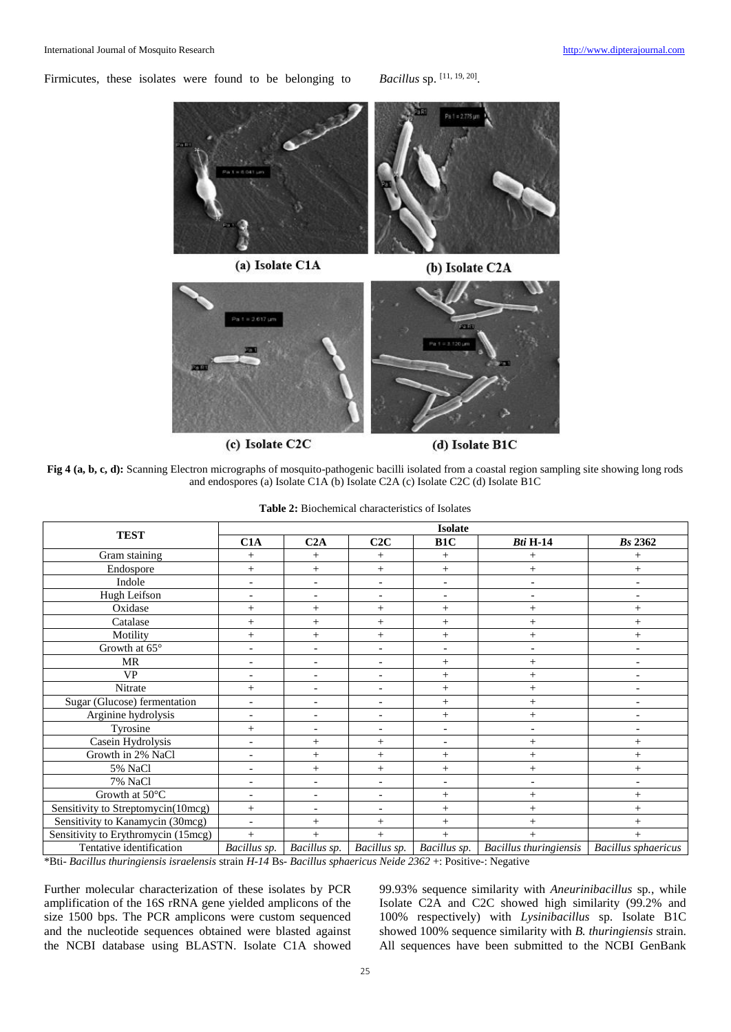Firmicutes, these isolates were found to be belonging to *Bacillus* sp. [11, 19, 20].

**Fig 4 (a, b, c, d):** Scanning Electron micrographs of mosquito-pathogenic bacilli isolated from a coastal region sampling site showing long rods and endospores (a) Isolate C1A (b) Isolate C2A (c) Isolate C2C (d) Isolate B1C

**Table 2:** Biochemical characteristics of Isolates

| TEST | Isolate | | | | | |
|---|---|---|---|---|---|---|
| | C1A | C2A | C2C | B1C | *Bti* H-14 | *Bs* 2362 |
| Gram staining | + | + | + | + | + | + |
| Endospore | + | + | + | + | + | + |
| Indole | - | - | - | - | - | - |
| Hugh Leifson | - | - | - | - | - | - |
| Oxidase | + | + | + | + | + | + |
| Catalase | + | + | + | + | + | + |
| Motility | + | + | + | + | + | + |
| Growth at 65° | - | - | - | - | - | - |
| MR | - | - | - | + | + | - |
| VP | - | - | - | + | + | - |
| Nitrate | + | - | - | + | + | - |
| Sugar (Glucose) fermentation | - | - | - | + | + | - |
| Arginine hydrolysis | - | - | - | + | + | - |
| Tyrosine | + | - | - | - | - | - |
| Casein Hydrolysis | - | + | + | - | + | + |
| Growth in 2% NaCl | - | + | + | + | + | + |
| 5% NaCl | - | + | + | + | + | + |
| 7% NaCl | - | - | - | - | - | - |
| Growth at 50°C | - | - | - | + | + | + |
| Sensitivity to Streptomycin(10mcg) | + | - | - | + | + | + |
| Sensitivity to Kanamycin (30mcg) | - | + | + | + | + | + |
| Sensitivity to Erythromycin (15mcg) | + | + | + | + | + | + |
| Tentative identification | *Bacillus sp.* | *Bacillus sp.* | *Bacillus sp.* | *Bacillus sp.* | *Bacillus thuringiensis* | *Bacillus sphaericus* |

*Bti- *Bacillus thuringiensis israelensis* strain *H-14* Bs- *Bacillus sphaericus Neide 2362* +: Positive-: Negative

Further molecular characterization of these isolates by PCR amplification of the 16S rRNA gene yielded amplicons of the size 1500 bps. The PCR amplicons were custom sequenced and the nucleotide sequences obtained were blasted against the NCBI database using BLASTN. Isolate C1A showed 99.93% sequence similarity with *Aneurinibacillus* sp., while Isolate C2A and C2C showed high similarity (99.2% and 100% respectively) with *Lysinibacillus* sp. Isolate B1C showed 100% sequence similarity with *B. thuringiensis* strain. All sequences have been submitted to the NCBI GenBank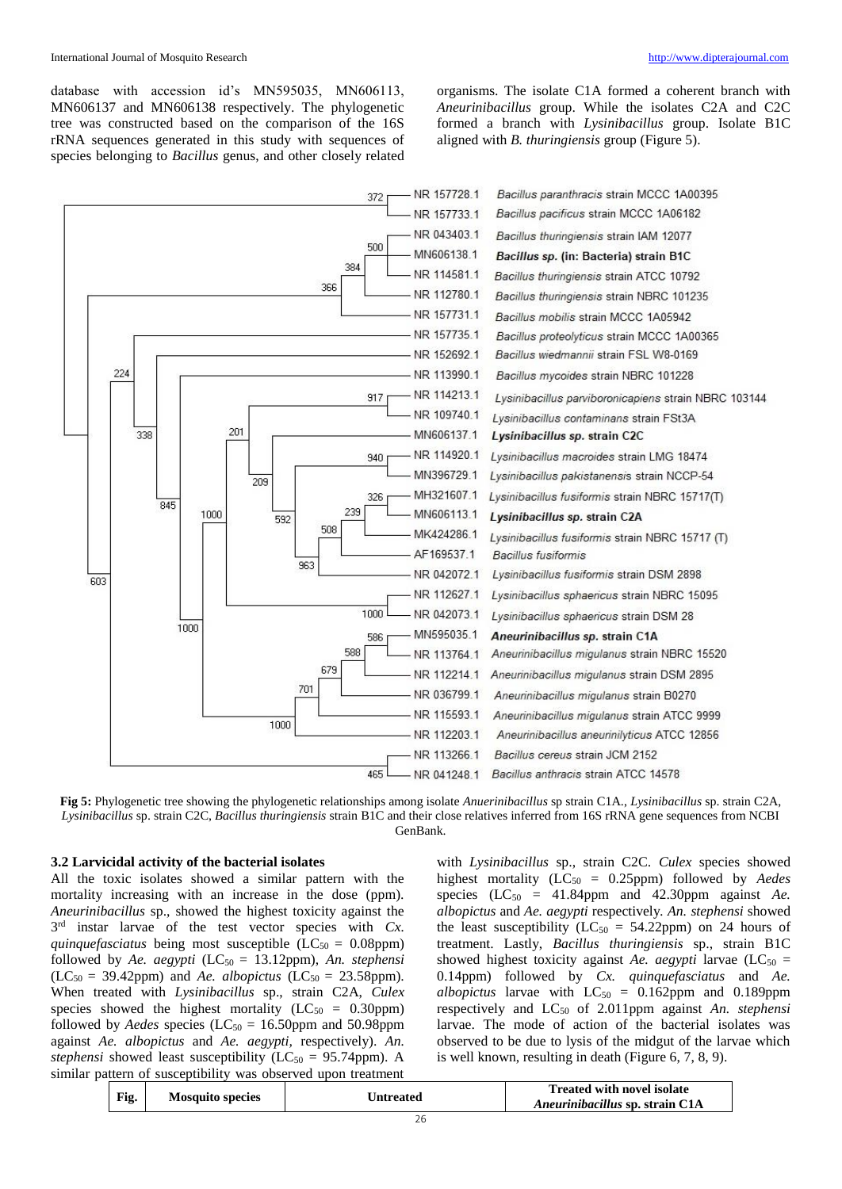database with accession id's MN595035, MN606113, MN606137 and MN606138 respectively. The phylogenetic tree was constructed based on the comparison of the 16S rRNA sequences generated in this study with sequences of species belonging to *Bacillus* genus, and other closely related organisms. The isolate C1A formed a coherent branch with *Aneurinibacillus* group. While the isolates C2A and C2C formed a branch with *Lysinibacillus* group. Isolate B1C aligned with *B. thuringiensis* group (Figure 5).

**Fig 5:** Phylogenetic tree showing the phylogenetic relationships among isolate *Anuerinibacillus* sp strain C1A., *Lysinibacillus* sp. strain C2A, *Lysinibacillus* sp. strain C2C, *Bacillus thuringiensis* strain B1C and their close relatives inferred from 16S rRNA gene sequences from NCBI GenBank.

### 3.2 Larvicidal activity of the bacterial isolates

All the toxic isolates showed a similar pattern with the mortality increasing with an increase in the dose (ppm). *Aneurinibacillus* sp., showed the highest toxicity against the 3rd instar larvae of the test vector species with *Cx. quinquefasciatus* being most susceptible ($LC_{50}$ = 0.08ppm) followed by *Ae. aegypti* ($LC_{50}$ = 13.12ppm), *An. stephensi* ($LC_{50}$ = 39.42ppm) and *Ae. albopictus* ($LC_{50}$ = 23.58ppm). When treated with *Lysinibacillus* sp., strain C2A, *Culex* species showed the highest mortality ($LC_{50}$ = 0.30ppm) followed by *Aedes* species ($LC_{50}$ = 16.50ppm and 50.98ppm against *Ae. albopictus* and *Ae. aegypti*, respectively). *An. stephensi* showed least susceptibility ($LC_{50}$ = 95.74ppm). A similar pattern of susceptibility was observed upon treatment with *Lysinibacillus* sp., strain C2C. *Culex* species showed highest mortality ($LC_{50}$ = 0.25ppm) followed by *Aedes* species ($LC_{50}$ = 41.84ppm and 42.30ppm against *Ae. albopictus* and *Ae. aegypti* respectively. *An. stephensi* showed the least susceptibility ($LC_{50}$ = 54.22ppm) on 24 hours of treatment. Lastly, *Bacillus thuringiensis* sp., strain B1C showed highest toxicity against *Ae. aegypti* larvae ($LC_{50}$ = 0.14ppm) followed by *Cx. quinquefasciatus* and *Ae. albopictus* larvae with $LC_{50}$ = 0.162ppm and 0.189ppm respectively and $LC_{50}$ of 2.011ppm against *An. stephensi* larvae. The mode of action of the bacterial isolates was observed to be due to lysis of the midgut of the larvae which is well known, resulting in death (Figure 6, 7, 8, 9).

| Fig. | Mosquito species | Untreated | Treated with novel isolate *Aneurinibacillus* sp. strain C1A |
|---|---|---|---|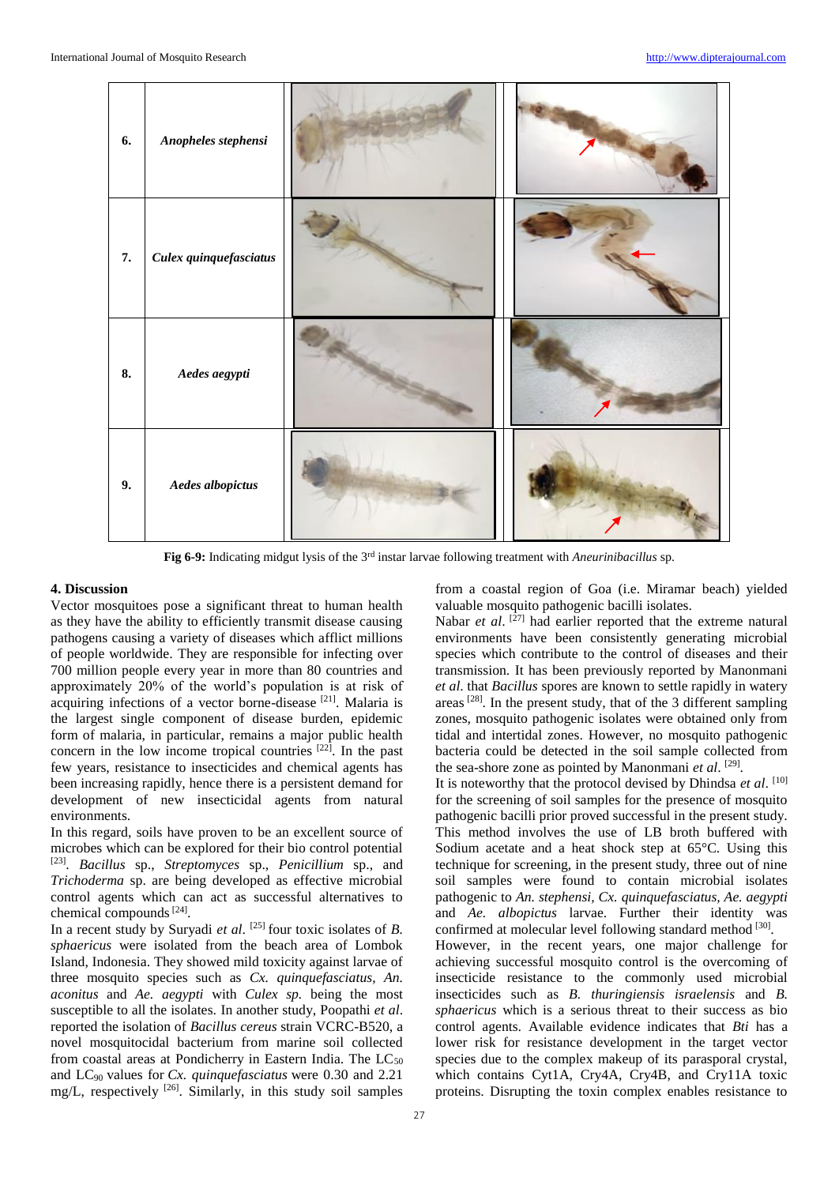| | | | |
|---|---|---|---|
| 6. | *Anopheles stephensi* | | |
| 7. | *Culex quinquefasciatus* | | |
| 8. | *Aedes aegypti* | | |
| 9. | *Aedes albopictus* | | |

**Fig 6-9:** Indicating midgut lysis of the 3rd instar larvae following treatment with *Aneurinibacillus* sp.

### 4. Discussion

Vector mosquitoes pose a significant threat to human health as they have the ability to efficiently transmit disease causing pathogens causing a variety of diseases which afflict millions of people worldwide. They are responsible for infecting over 700 million people every year in more than 80 countries and approximately 20% of the world's population is at risk of acquiring infections of a vector borne-disease [21]. Malaria is the largest single component of disease burden, epidemic form of malaria, in particular, remains a major public health concern in the low income tropical countries [22]. In the past few years, resistance to insecticides and chemical agents has been increasing rapidly, hence there is a persistent demand for development of new insecticidal agents from natural environments.

In this regard, soils have proven to be an excellent source of microbes which can be explored for their bio control potential [23]. *Bacillus* sp., *Streptomyces* sp., *Penicillium* sp., and *Trichoderma* sp. are being developed as effective microbial control agents which can act as successful alternatives to chemical compounds [24].

In a recent study by Suryadi *et al*. [25] four toxic isolates of *B. sphaericus* were isolated from the beach area of Lombok Island, Indonesia. They showed mild toxicity against larvae of three mosquito species such as *Cx. quinquefasciatus*, *An. aconitus* and *Ae. aegypti* with *Culex sp.* being the most susceptible to all the isolates. In another study, Poopathi *et al*. reported the isolation of *Bacillus cereus* strain VCRC-B520, a novel mosquitocidal bacterium from marine soil collected from coastal areas at Pondicherry in Eastern India. The $LC_{50}$ and $LC_{90}$ values for *Cx. quinquefasciatus* were 0.30 and 2.21 mg/L, respectively [26]. Similarly, in this study soil samples from a coastal region of Goa (i.e. Miramar beach) yielded valuable mosquito pathogenic bacilli isolates.

Nabar *et al*. [27] had earlier reported that the extreme natural environments have been consistently generating microbial species which contribute to the control of diseases and their transmission. It has been previously reported by Manonmani *et al*. that *Bacillus* spores are known to settle rapidly in watery areas [28]. In the present study, that of the 3 different sampling zones, mosquito pathogenic isolates were obtained only from tidal and intertidal zones. However, no mosquito pathogenic bacteria could be detected in the soil sample collected from the sea-shore zone as pointed by Manonmani *et al*. [29].

It is noteworthy that the protocol devised by Dhindsa *et al*. [10] for the screening of soil samples for the presence of mosquito pathogenic bacilli prior proved successful in the present study. This method involves the use of LB broth buffered with Sodium acetate and a heat shock step at 65°C. Using this technique for screening, in the present study, three out of nine soil samples were found to contain microbial isolates pathogenic to *An. stephensi*, *Cx. quinquefasciatus*, *Ae. aegypti* and *Ae. albopictus* larvae. Further their identity was confirmed at molecular level following standard method [30].

However, in the recent years, one major challenge for achieving successful mosquito control is the overcoming of insecticide resistance to the commonly used microbial insecticides such as *B. thuringiensis israelensis* and *B. sphaericus* which is a serious threat to their success as bio control agents. Available evidence indicates that *Bti* has a lower risk for resistance development in the target vector species due to the complex makeup of its parasporal crystal, which contains Cyt1A, Cry4A, Cry4B, and Cry11A toxic proteins. Disrupting the toxin complex enables resistance to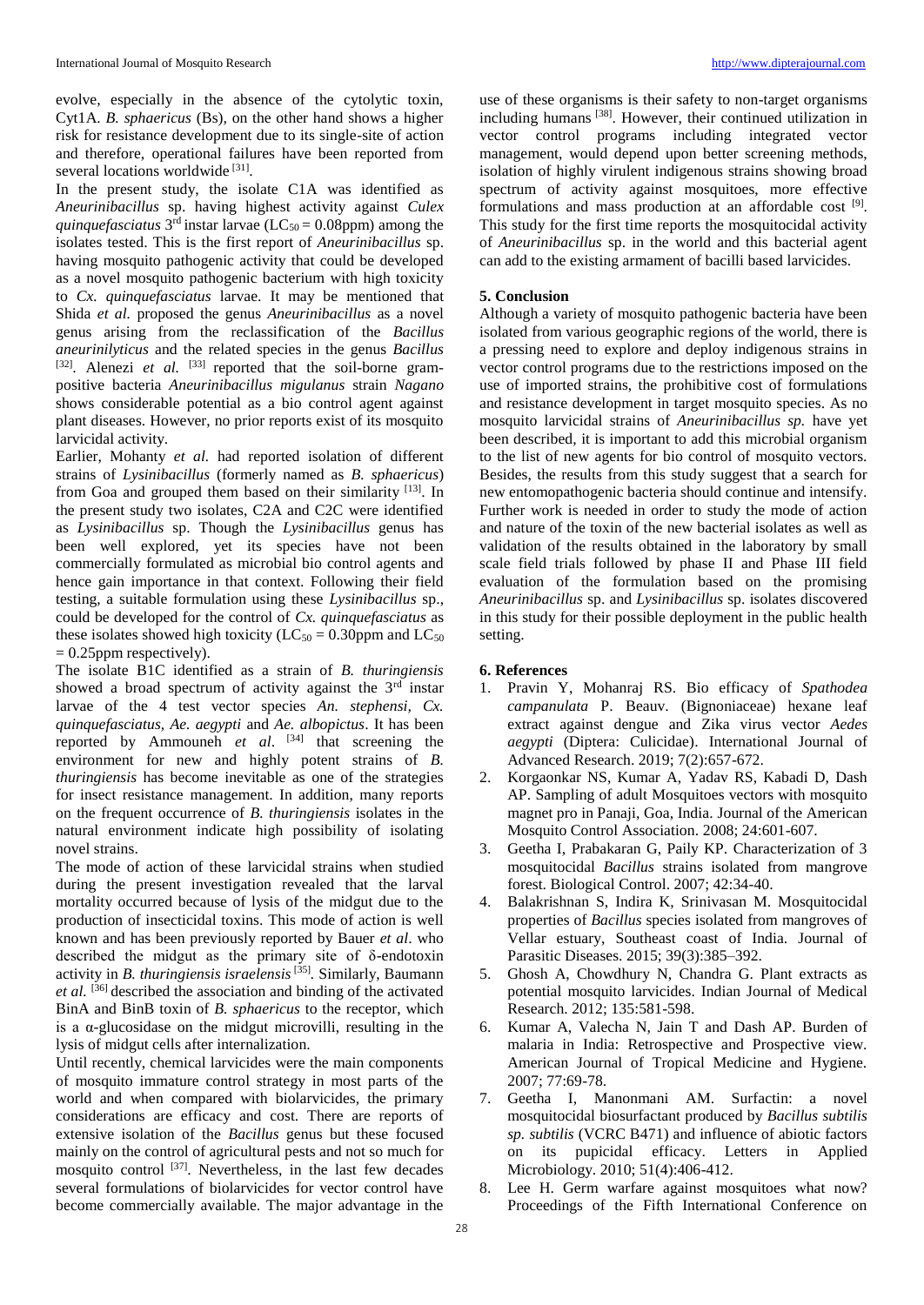evolve, especially in the absence of the cytolytic toxin, Cyt1A. *B. sphaericus* (Bs), on the other hand shows a higher risk for resistance development due to its single-site of action and therefore, operational failures have been reported from several locations worldwide [31].

In the present study, the isolate C1A was identified as *Aneurinibacillus* sp. having highest activity against *Culex quinquefasciatus* 3rd instar larvae ($LC_{50}$ = 0.08ppm) among the isolates tested. This is the first report of *Aneurinibacillus* sp. having mosquito pathogenic activity that could be developed as a novel mosquito pathogenic bacterium with high toxicity to *Cx. quinquefasciatus* larvae. It may be mentioned that Shida *et al.* proposed the genus *Aneurinibacillus* as a novel genus arising from the reclassification of the *Bacillus aneurinilyticus* and the related species in the genus *Bacillus* [32]. Alenezi *et al.* [33] reported that the soil-borne gram-positive bacteria *Aneurinibacillus migulanus* strain *Nagano* shows considerable potential as a bio control agent against plant diseases. However, no prior reports exist of its mosquito larvicidal activity.

Earlier, Mohanty *et al.* had reported isolation of different strains of *Lysinibacillus* (formerly named as *B. sphaericus*) from Goa and grouped them based on their similarity [13]. In the present study two isolates, C2A and C2C were identified as *Lysinibacillus* sp. Though the *Lysinibacillus* genus has been well explored, yet its species have not been commercially formulated as microbial bio control agents and hence gain importance in that context. Following their field testing, a suitable formulation using these *Lysinibacillus* sp., could be developed for the control of *Cx. quinquefasciatus* as these isolates showed high toxicity ($LC_{50}$ = 0.30ppm and $LC_{50}$ = 0.25ppm respectively).

The isolate B1C identified as a strain of *B. thuringiensis* showed a broad spectrum of activity against the 3rd instar larvae of the 4 test vector species *An. stephensi, Cx. quinquefasciatus, Ae. aegypti* and *Ae. albopictus*. It has been reported by Ammouneh *et al*. [34] that screening the environment for new and highly potent strains of *B. thuringiensis* has become inevitable as one of the strategies for insect resistance management. In addition, many reports on the frequent occurrence of *B. thuringiensis* isolates in the natural environment indicate high possibility of isolating novel strains.

The mode of action of these larvicidal strains when studied during the present investigation revealed that the larval mortality occurred because of lysis of the midgut due to the production of insecticidal toxins. This mode of action is well known and has been previously reported by Bauer *et al*. who described the midgut as the primary site of δ-endotoxin activity in *B. thuringiensis israelensis* [35]. Similarly, Baumann *et al.* [36] described the association and binding of the activated BinA and BinB toxin of *B. sphaericus* to the receptor, which is a α-glucosidase on the midgut microvilli, resulting in the lysis of midgut cells after internalization.

Until recently, chemical larvicides were the main components of mosquito immature control strategy in most parts of the world and when compared with biolarvicides, the primary considerations are efficacy and cost. There are reports of extensive isolation of the *Bacillus* genus but these focused mainly on the control of agricultural pests and not so much for mosquito control [37]. Nevertheless, in the last few decades several formulations of biolarvicides for vector control have become commercially available. The major advantage in the use of these organisms is their safety to non-target organisms including humans [38]. However, their continued utilization in vector control programs including integrated vector management, would depend upon better screening methods, isolation of highly virulent indigenous strains showing broad spectrum of activity against mosquitoes, more effective formulations and mass production at an affordable cost [9]. This study for the first time reports the mosquitocidal activity of *Aneurinibacillus* sp. in the world and this bacterial agent can add to the existing armament of bacilli based larvicides.

## 5. Conclusion

Although a variety of mosquito pathogenic bacteria have been isolated from various geographic regions of the world, there is a pressing need to explore and deploy indigenous strains in vector control programs due to the restrictions imposed on the use of imported strains, the prohibitive cost of formulations and resistance development in target mosquito species. As no mosquito larvicidal strains of *Aneurinibacillus sp.* have yet been described, it is important to add this microbial organism to the list of new agents for bio control of mosquito vectors. Besides, the results from this study suggest that a search for new entomopathogenic bacteria should continue and intensify. Further work is needed in order to study the mode of action and nature of the toxin of the new bacterial isolates as well as validation of the results obtained in the laboratory by small scale field trials followed by phase II and Phase III field evaluation of the formulation based on the promising *Aneurinibacillus* sp. and *Lysinibacillus* sp. isolates discovered in this study for their possible deployment in the public health setting.

## 6. References

1. Pravin Y, Mohanraj RS. Bio efficacy of *Spathodea campanulata* P. Beauv. (Bignoniaceae) hexane leaf extract against dengue and Zika virus vector *Aedes aegypti* (Diptera: Culicidae). International Journal of Advanced Research. 2019; 7(2):657-672.
2. Korgaonkar NS, Kumar A, Yadav RS, Kabadi D, Dash AP. Sampling of adult Mosquitoes vectors with mosquito magnet pro in Panaji, Goa, India. Journal of the American Mosquito Control Association. 2008; 24:601-607.
3. Geetha I, Prabakaran G, Paily KP. Characterization of 3 mosquitocidal *Bacillus* strains isolated from mangrove forest. Biological Control. 2007; 42:34-40.
4. Balakrishnan S, Indira K, Srinivasan M. Mosquitocidal properties of *Bacillus* species isolated from mangroves of Vellar estuary, Southeast coast of India. Journal of Parasitic Diseases. 2015; 39(3):385–392.
5. Ghosh A, Chowdhury N, Chandra G. Plant extracts as potential mosquito larvicides. Indian Journal of Medical Research. 2012; 135:581-598.
6. Kumar A, Valecha N, Jain T and Dash AP. Burden of malaria in India: Retrospective and Prospective view. American Journal of Tropical Medicine and Hygiene. 2007; 77:69-78.
7. Geetha I, Manonmani AM. Surfactin: a novel mosquitocidal biosurfactant produced by *Bacillus subtilis sp. subtilis* (VCRC B471) and influence of abiotic factors on its pupicidal efficacy. Letters in Applied Microbiology. 2010; 51(4):406-412.
8. Lee H. Germ warfare against mosquitoes what now? Proceedings of the Fifth International Conference on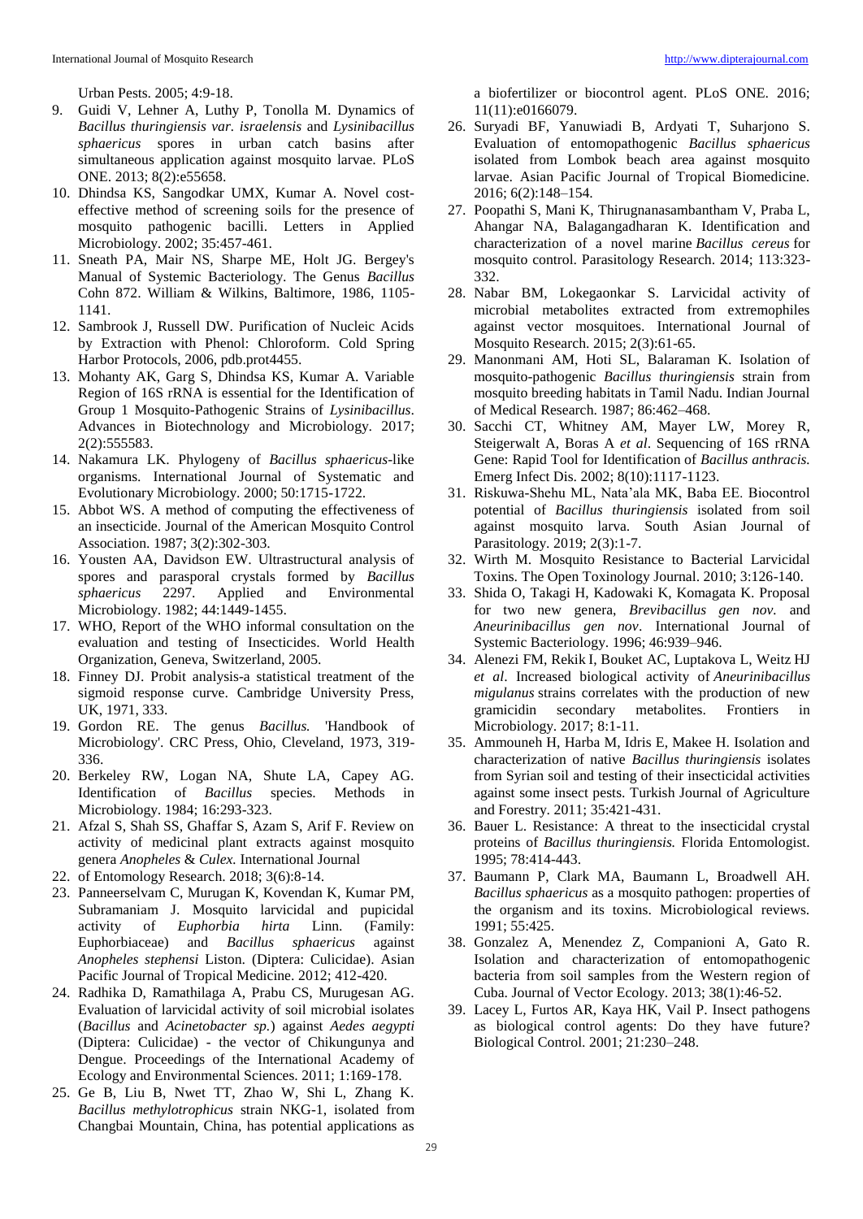Urban Pests. 2005; 4:9-18.

9. Guidi V, Lehner A, Luthy P, Tonolla M. Dynamics of *Bacillus thuringiensis var. israelensis* and *Lysinibacillus sphaericus* spores in urban catch basins after simultaneous application against mosquito larvae. PLoS ONE. 2013; 8(2):e55658.
10. Dhindsa KS, Sangodkar UMX, Kumar A. Novel cost-effective method of screening soils for the presence of mosquito pathogenic bacilli. Letters in Applied Microbiology. 2002; 35:457-461.
11. Sneath PA, Mair NS, Sharpe ME, Holt JG. Bergey's Manual of Systemic Bacteriology. The Genus *Bacillus* Cohn 872. William & Wilkins, Baltimore, 1986, 1105-1141.
12. Sambrook J, Russell DW. Purification of Nucleic Acids by Extraction with Phenol: Chloroform. Cold Spring Harbor Protocols, 2006, pdb.prot4455.
13. Mohanty AK, Garg S, Dhindsa KS, Kumar A. Variable Region of 16S rRNA is essential for the Identification of Group 1 Mosquito-Pathogenic Strains of *Lysinibacillus*. Advances in Biotechnology and Microbiology. 2017; 2(2):555583.
14. Nakamura LK. Phylogeny of *Bacillus sphaericus*-like organisms. International Journal of Systematic and Evolutionary Microbiology. 2000; 50:1715-1722.
15. Abbot WS. A method of computing the effectiveness of an insecticide. Journal of the American Mosquito Control Association. 1987; 3(2):302-303.
16. Yousten AA, Davidson EW. Ultrastructural analysis of spores and parasporal crystals formed by *Bacillus sphaericus* 2297. Applied and Environmental Microbiology. 1982; 44:1449-1455.
17. WHO, Report of the WHO informal consultation on the evaluation and testing of Insecticides. World Health Organization, Geneva, Switzerland, 2005.
18. Finney DJ. Probit analysis-a statistical treatment of the sigmoid response curve. Cambridge University Press, UK, 1971, 333.
19. Gordon RE. The genus *Bacillus.* 'Handbook of Microbiology'. CRC Press, Ohio, Cleveland, 1973, 319-336.
20. Berkeley RW, Logan NA, Shute LA, Capey AG. Identification of *Bacillus* species. Methods in Microbiology. 1984; 16:293-323.
21. Afzal S, Shah SS, Ghaffar S, Azam S, Arif F. Review on activity of medicinal plant extracts against mosquito genera *Anopheles* & *Culex.* International Journal
22. of Entomology Research. 2018; 3(6):8-14.
23. Panneerselvam C, Murugan K, Kovendan K, Kumar PM, Subramaniam J. Mosquito larvicidal and pupicidal activity of *Euphorbia hirta* Linn. (Family: Euphorbiaceae) and *Bacillus sphaericus* against *Anopheles stephensi* Liston. (Diptera: Culicidae). Asian Pacific Journal of Tropical Medicine. 2012; 412-420.
24. Radhika D, Ramathilaga A, Prabu CS, Murugesan AG. Evaluation of larvicidal activity of soil microbial isolates (*Bacillus* and *Acinetobacter sp.*) against *Aedes aegypti* (Diptera: Culicidae) - the vector of Chikungunya and Dengue. Proceedings of the International Academy of Ecology and Environmental Sciences. 2011; 1:169-178.
25. Ge B, Liu B, Nwet TT, Zhao W, Shi L, Zhang K. *Bacillus methylotrophicus* strain NKG-1, isolated from Changbai Mountain, China, has potential applications as a biofertilizer or biocontrol agent. PLoS ONE. 2016; 11(11):e0166079.
26. Suryadi BF, Yanuwiadi B, Ardyati T, Suharjono S. Evaluation of entomopathogenic *Bacillus sphaericus* isolated from Lombok beach area against mosquito larvae. Asian Pacific Journal of Tropical Biomedicine. 2016; 6(2):148–154.
27. Poopathi S, Mani K, Thirugnanasambantham V, Praba L, Ahangar NA, Balagangadharan K. Identification and characterization of a novel marine *Bacillus cereus* for mosquito control. Parasitology Research. 2014; 113:323-332.
28. Nabar BM, Lokegaonkar S. Larvicidal activity of microbial metabolites extracted from extremophiles against vector mosquitoes. International Journal of Mosquito Research. 2015; 2(3):61-65.
29. Manonmani AM, Hoti SL, Balaraman K. Isolation of mosquito-pathogenic *Bacillus thuringiensis* strain from mosquito breeding habitats in Tamil Nadu. Indian Journal of Medical Research. 1987; 86:462–468.
30. Sacchi CT, Whitney AM, Mayer LW, Morey R, Steigerwalt A, Boras A *et al*. Sequencing of 16S rRNA Gene: Rapid Tool for Identification of *Bacillus anthracis.* Emerg Infect Dis. 2002; 8(10):1117-1123.
31. Riskuwa-Shehu ML, Nata'ala MK, Baba EE. Biocontrol potential of *Bacillus thuringiensis* isolated from soil against mosquito larva. South Asian Journal of Parasitology. 2019; 2(3):1-7.
32. Wirth M. Mosquito Resistance to Bacterial Larvicidal Toxins. The Open Toxinology Journal. 2010; 3:126-140.
33. Shida O, Takagi H, Kadowaki K, Komagata K. Proposal for two new genera, *Brevibacillus gen nov.* and *Aneurinibacillus gen nov*. International Journal of Systemic Bacteriology. 1996; 46:939–946.
34. Alenezi FM, Rekik I, Bouket AC, Luptakova L, Weitz HJ *et al*. Increased biological activity of *Aneurinibacillus migulanus* strains correlates with the production of new gramicidin secondary metabolites. Frontiers in Microbiology. 2017; 8:1-11.
35. Ammouneh H, Harba M, Idris E, Makee H. Isolation and characterization of native *Bacillus thuringiensis* isolates from Syrian soil and testing of their insecticidal activities against some insect pests. Turkish Journal of Agriculture and Forestry. 2011; 35:421-431.
36. Bauer L. Resistance: A threat to the insecticidal crystal proteins of *Bacillus thuringiensis.* Florida Entomologist. 1995; 78:414-443.
37. Baumann P, Clark MA, Baumann L, Broadwell AH. *Bacillus sphaericus* as a mosquito pathogen: properties of the organism and its toxins. Microbiological reviews. 1991; 55:425.
38. Gonzalez A, Menendez Z, Companioni A, Gato R. Isolation and characterization of entomopathogenic bacteria from soil samples from the Western region of Cuba. Journal of Vector Ecology. 2013; 38(1):46-52.
39. Lacey L, Furtos AR, Kaya HK, Vail P. Insect pathogens as biological control agents: Do they have future? Biological Control. 2001; 21:230–248.